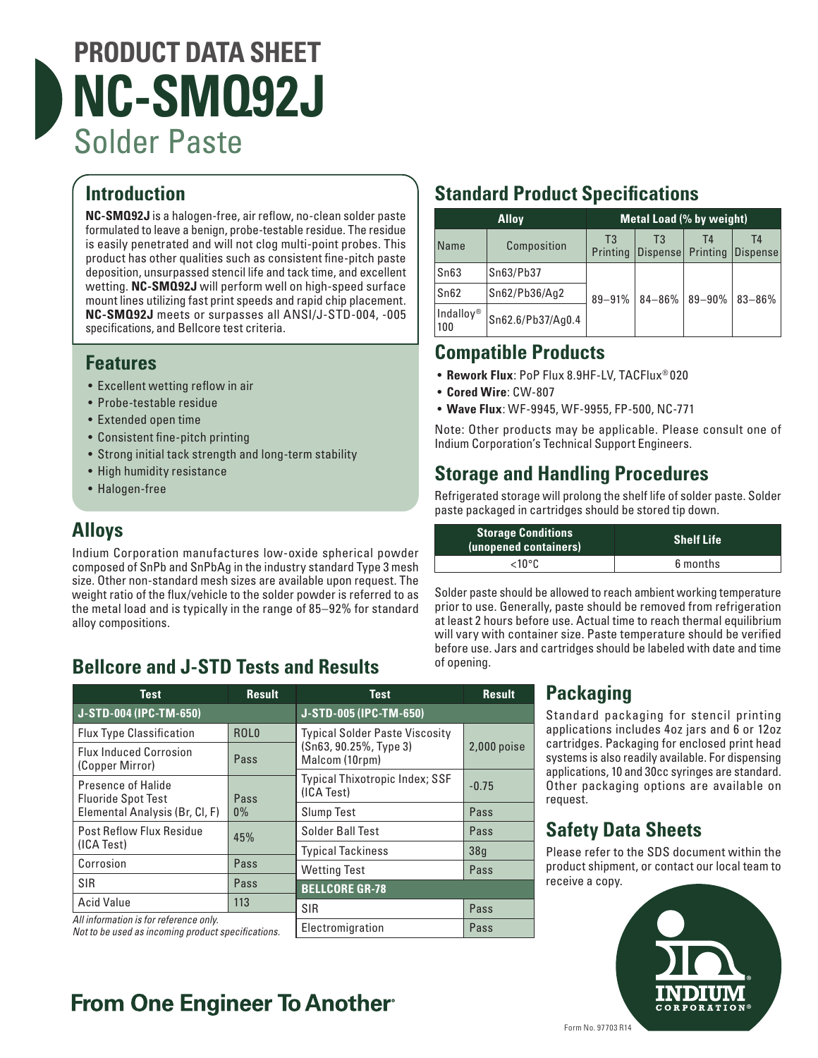# PRODUCT DATA SHEET
# NC-SMQ92J
## Solder Paste

## Introduction

**NC-SMQ92J** is a halogen-free, air reflow, no-clean solder paste formulated to leave a benign, probe-testable residue. The residue is easily penetrated and will not clog multi-point probes. This product has other qualities such as consistent fine-pitch paste deposition, unsurpassed stencil life and tack time, and excellent wetting. **NC-SMQ92J** will perform well on high-speed surface mount lines utilizing fast print speeds and rapid chip placement. **NC-SMQ92J** meets or surpasses all ANSI/J-STD-004, -005 specifications, and Bellcore test criteria.

## Features

- Excellent wetting reflow in air
- Probe-testable residue
- Extended open time
- Consistent fine-pitch printing
- Strong initial tack strength and long-term stability
- High humidity resistance
- Halogen-free

## Alloys

Indium Corporation manufactures low-oxide spherical powder composed of SnPb and SnPbAg in the industry standard Type 3 mesh size. Other non-standard mesh sizes are available upon request. The weight ratio of the flux/vehicle to the solder powder is referred to as the metal load and is typically in the range of 85–92% for standard alloy compositions.

## Bellcore and J-STD Tests and Results

| Test | Result |
|---|---|
| **J-STD-004 (IPC-TM-650)** | |
| Flux Type Classification | ROL0 |
| Flux Induced Corrosion (Copper Mirror) | Pass |
| Presence of Halide Fluoride Spot Test | Pass |
| Elemental Analysis (Br, Cl, F) | 0% |
| Post Reflow Flux Residue (ICA Test) | 45% |
| Corrosion | Pass |
| SIR | Pass |
| Acid Value | 113 |

| Test | Result |
|---|---|
| **J-STD-005 (IPC-TM-650)** | |
| Typical Solder Paste Viscosity (Sn63, 90.25%, Type 3) Malcom (10rpm) | 2,000 poise |
| Typical Thixotropic Index; SSF (ICA Test) | -0.75 |
| Slump Test | Pass |
| Solder Ball Test | Pass |
| Typical Tackiness | 38g |
| Wetting Test | Pass |
| **BELLCORE GR-78** | |
| SIR | Pass |
| Electromigration | Pass |

*All information is for reference only.*
*Not to be used as incoming product specifications.*

## Standard Product Specifications

| Alloy | | Metal Load (% by weight) | | | |
|---|---|---|---|---|---|
| Name | Composition | T3 Printing | T3 Dispense | T4 Printing | T4 Dispense |
| Sn63 | Sn63/Pb37 | 89–91% | 84–86% | 89–90% | 83–86% |
| Sn62 | Sn62/Pb36/Ag2 | | | | |
| Indalloy® 100 | Sn62.6/Pb37/Ag0.4 | | | | |

## Compatible Products

- **Rework Flux**: PoP Flux 8.9HF-LV, TACFlux® 020
- **Cored Wire**: CW-807
- **Wave Flux**: WF-9945, WF-9955, FP-500, NC-771

Note: Other products may be applicable. Please consult one of Indium Corporation's Technical Support Engineers.

## Storage and Handling Procedures

Refrigerated storage will prolong the shelf life of solder paste. Solder paste packaged in cartridges should be stored tip down.

| Storage Conditions (unopened containers) | Shelf Life |
|---|---|
| <10°C | 6 months |

Solder paste should be allowed to reach ambient working temperature prior to use. Generally, paste should be removed from refrigeration at least 2 hours before use. Actual time to reach thermal equilibrium will vary with container size. Paste temperature should be verified before use. Jars and cartridges should be labeled with date and time of opening.

## Packaging

Standard packaging for stencil printing applications includes 4oz jars and 6 or 12oz cartridges. Packaging for enclosed print head systems is also readily available. For dispensing applications, 10 and 30cc syringes are standard. Other packaging options are available on request.

## Safety Data Sheets

Please refer to the SDS document within the product shipment, or contact our local team to receive a copy.

**From One Engineer To Another®**

Form No. 97703 R14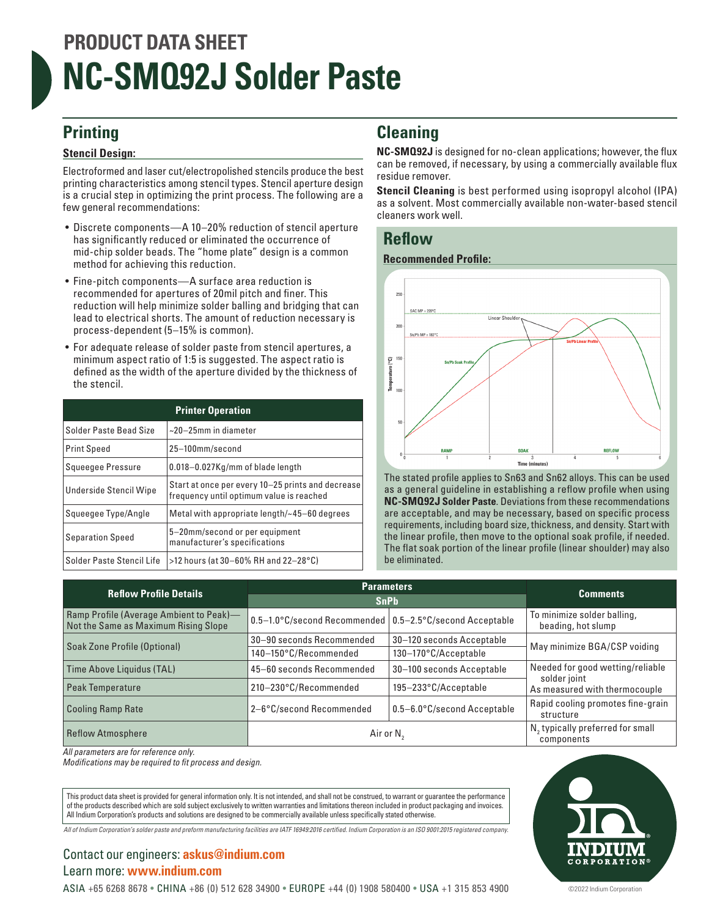# PRODUCT DATA SHEET
# NC-SMQ92J Solder Paste

## Printing

### Stencil Design:

Electroformed and laser cut/electropolished stencils produce the best printing characteristics among stencil types. Stencil aperture design is a crucial step in optimizing the print process. The following are a few general recommendations:

- Discrete components—A 10–20% reduction of stencil aperture has significantly reduced or eliminated the occurrence of mid-chip solder beads. The "home plate" design is a common method for achieving this reduction.
- Fine-pitch components—A surface area reduction is recommended for apertures of 20mil pitch and finer. This reduction will help minimize solder balling and bridging that can lead to electrical shorts. The amount of reduction necessary is process-dependent (5–15% is common).
- For adequate release of solder paste from stencil apertures, a minimum aspect ratio of 1:5 is suggested. The aspect ratio is defined as the width of the aperture divided by the thickness of the stencil.

| Printer Operation | |
|---|---|
| Solder Paste Bead Size | ~20–25mm in diameter |
| Print Speed | 25–100mm/second |
| Squeegee Pressure | 0.018–0.027Kg/mm of blade length |
| Underside Stencil Wipe | Start at once per every 10–25 prints and decrease frequency until optimum value is reached |
| Squeegee Type/Angle | Metal with appropriate length/~45–60 degrees |
| Separation Speed | 5–20mm/second or per equipment manufacturer's specifications |
| Solder Paste Stencil Life | >12 hours (at 30–60% RH and 22–28°C) |

## Cleaning

**NC-SMQ92J** is designed for no-clean applications; however, the flux can be removed, if necessary, by using a commercially available flux residue remover.

**Stencil Cleaning** is best performed using isopropyl alcohol (IPA) as a solvent. Most commercially available non-water-based stencil cleaners work well.

## Reflow

### Recommended Profile:

SAC MP = 220°C
SnPb MP = 183°C
Linear Shoulder
SnPb Soak Profile
SnPb Linear Profile
Temperature (°C)
250
200
150
100
50
0
RAMP
SOAK
REFLOW
0 1 2 3 4 5 6
Time (minutes)

The stated profile applies to Sn63 and Sn62 alloys. This can be used as a general guideline in establishing a reflow profile when using **NC-SMQ92J Solder Paste**. Deviations from these recommendations are acceptable, and may be necessary, based on specific process requirements, including board size, thickness, and density. Start with the linear profile, then move to the optional soak profile, if needed. The flat soak portion of the linear profile (linear shoulder) may also be eliminated.

| Reflow Profile Details | Parameters | | Comments |
|---|---|---|---|
| | SnPb | | |
| Ramp Profile (Average Ambient to Peak)—Not the Same as Maximum Rising Slope | 0.5–1.0°C/second Recommended | 0.5–2.5°C/second Acceptable | To minimize solder balling, beading, hot slump |
| Soak Zone Profile (Optional) | 30–90 seconds Recommended | 30–120 seconds Acceptable | May minimize BGA/CSP voiding |
| | 140–150°C/Recommended | 130–170°C/Acceptable | |
| Time Above Liquidus (TAL) | 45–60 seconds Recommended | 30–100 seconds Acceptable | Needed for good wetting/reliable solder joint |
| Peak Temperature | 210–230°C/Recommended | 195–233°C/Acceptable | As measured with thermocouple |
| Cooling Ramp Rate | 2–6°C/second Recommended | 0.5–6.0°C/second Acceptable | Rapid cooling promotes fine-grain structure |
| Reflow Atmosphere | Air or $N_2$ | | $N_2$ typically preferred for small components |

*All parameters are for reference only.*
*Modifications may be required to fit process and design.*

This product data sheet is provided for general information only. It is not intended, and shall not be construed, to warrant or guarantee the performance of the products described which are sold subject exclusively to written warranties and limitations thereon included in product packaging and invoices. All Indium Corporation's products and solutions are designed to be commercially available unless specifically stated otherwise.

*All of Indium Corporation's solder paste and preform manufacturing facilities are IATF 16949:2016 certified. Indium Corporation is an ISO 9001:2015 registered company.*

Contact our engineers: **askus@indium.com**
Learn more: **www.indium.com**

ASIA +65 6268 8678 • CHINA +86 (0) 512 628 34900 • EUROPE +44 (0) 1908 580400 • USA +1 315 853 4900

INDIUM CORPORATION®

©2022 Indium Corporation